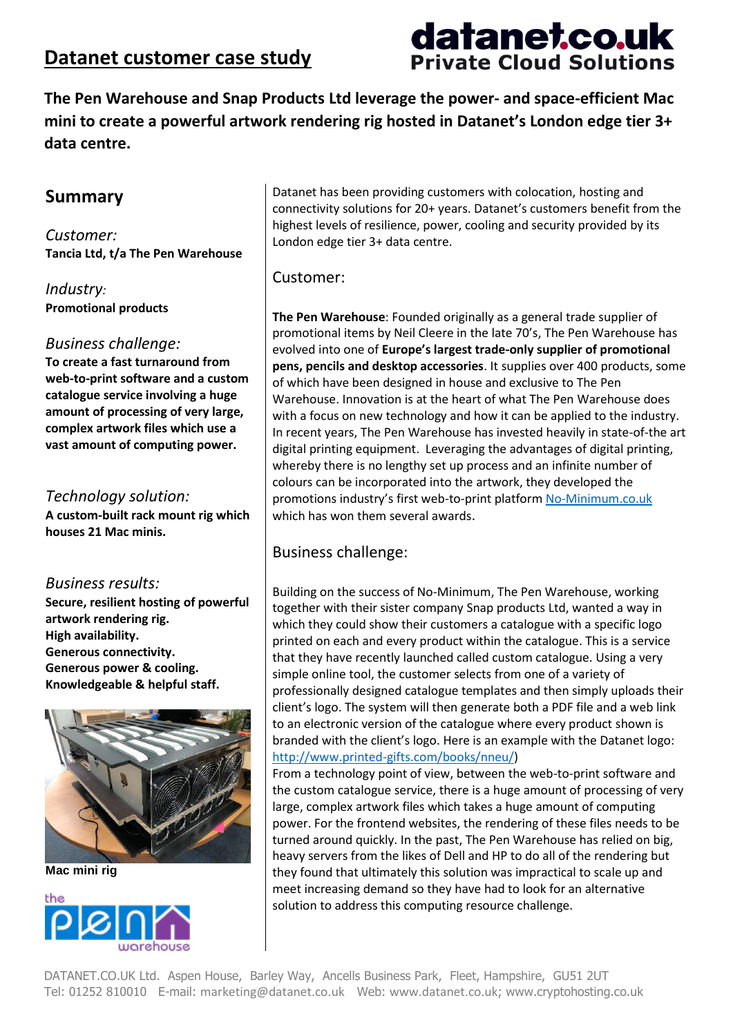# Datanet customer case study

**datanet.co.uk**
**Private Cloud Solutions**

**The Pen Warehouse and Snap Products Ltd leverage the power- and space-efficient Mac mini to create a powerful artwork rendering rig hosted in Datanet's London edge tier 3+ data centre.**

## Summary

*Customer:*
**Tancia Ltd, t/a The Pen Warehouse**

*Industry:*
**Promotional products**

*Business challenge:*
**To create a fast turnaround from web-to-print software and a custom catalogue service involving a huge amount of processing of very large, complex artwork files which use a vast amount of computing power.**

*Technology solution:*
**A custom-built rack mount rig which houses 21 Mac minis.**

*Business results:*
**Secure, resilient hosting of powerful artwork rendering rig.**
**High availability.**
**Generous connectivity.**
**Generous power & cooling.**
**Knowledgeable & helpful staff.**

**Mac mini rig**

Datanet has been providing customers with colocation, hosting and connectivity solutions for 20+ years. Datanet's customers benefit from the highest levels of resilience, power, cooling and security provided by its London edge tier 3+ data centre.

## Customer:

**The Pen Warehouse**: Founded originally as a general trade supplier of promotional items by Neil Cleere in the late 70's, The Pen Warehouse has evolved into one of **Europe's largest trade-only supplier of promotional pens, pencils and desktop accessories**. It supplies over 400 products, some of which have been designed in house and exclusive to The Pen Warehouse. Innovation is at the heart of what The Pen Warehouse does with a focus on new technology and how it can be applied to the industry. In recent years, The Pen Warehouse has invested heavily in state-of-the art digital printing equipment. Leveraging the advantages of digital printing, whereby there is no lengthy set up process and an infinite number of colours can be incorporated into the artwork, they developed the promotions industry's first web-to-print platform [No-Minimum.co.uk](No-Minimum.co.uk) which has won them several awards.

## Business challenge:

Building on the success of No-Minimum, The Pen Warehouse, working together with their sister company Snap products Ltd, wanted a way in which they could show their customers a catalogue with a specific logo printed on each and every product within the catalogue. This is a service that they have recently launched called custom catalogue. Using a very simple online tool, the customer selects from one of a variety of professionally designed catalogue templates and then simply uploads their client's logo. The system will then generate both a PDF file and a web link to an electronic version of the catalogue where every product shown is branded with the client's logo. Here is an example with the Datanet logo: [http://www.printed-gifts.com/books/nneu/](http://www.printed-gifts.com/books/nneu/))
From a technology point of view, between the web-to-print software and the custom catalogue service, there is a huge amount of processing of very large, complex artwork files which takes a huge amount of computing power. For the frontend websites, the rendering of these files needs to be turned around quickly. In the past, The Pen Warehouse has relied on big, heavy servers from the likes of Dell and HP to do all of the rendering but they found that ultimately this solution was impractical to scale up and meet increasing demand so they have had to look for an alternative solution to address this computing resource challenge.

DATANET.CO.UK Ltd. Aspen House, Barley Way, Ancells Business Park, Fleet, Hampshire, GU51 2UT
Tel: 01252 810010 E-mail: marketing@datanet.co.uk Web: www.datanet.co.uk; www.cryptohosting.co.uk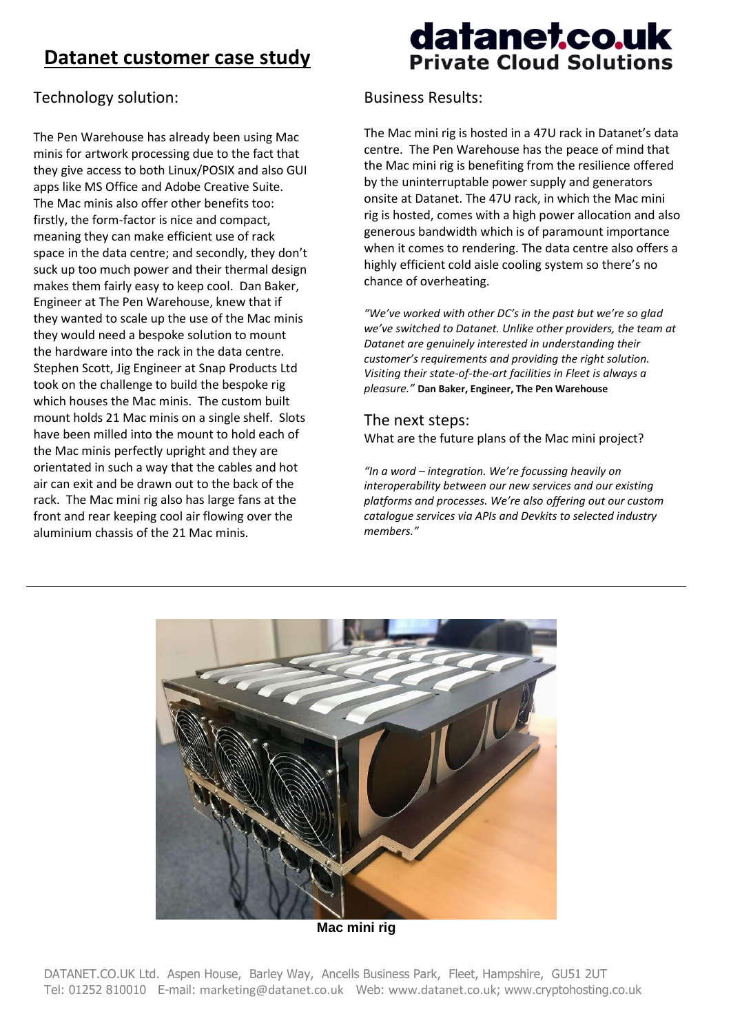# Datanet customer case study

**datanet.co.uk**
**Private Cloud Solutions**

## Technology solution:

The Pen Warehouse has already been using Mac minis for artwork processing due to the fact that they give access to both Linux/POSIX and also GUI apps like MS Office and Adobe Creative Suite. The Mac minis also offer other benefits too: firstly, the form-factor is nice and compact, meaning they can make efficient use of rack space in the data centre; and secondly, they don't suck up too much power and their thermal design makes them fairly easy to keep cool. Dan Baker, Engineer at The Pen Warehouse, knew that if they wanted to scale up the use of the Mac minis they would need a bespoke solution to mount the hardware into the rack in the data centre. Stephen Scott, Jig Engineer at Snap Products Ltd took on the challenge to build the bespoke rig which houses the Mac minis. The custom built mount holds 21 Mac minis on a single shelf. Slots have been milled into the mount to hold each of the Mac minis perfectly upright and they are orientated in such a way that the cables and hot air can exit and be drawn out to the back of the rack. The Mac mini rig also has large fans at the front and rear keeping cool air flowing over the aluminium chassis of the 21 Mac minis.

## Business Results:

The Mac mini rig is hosted in a 47U rack in Datanet's data centre. The Pen Warehouse has the peace of mind that the Mac mini rig is benefiting from the resilience offered by the uninterruptable power supply and generators onsite at Datanet. The 47U rack, in which the Mac mini rig is hosted, comes with a high power allocation and also generous bandwidth which is of paramount importance when it comes to rendering. The data centre also offers a highly efficient cold aisle cooling system so there's no chance of overheating.

*"We've worked with other DC's in the past but we're so glad we've switched to Datanet. Unlike other providers, the team at Datanet are genuinely interested in understanding their customer's requirements and providing the right solution. Visiting their state-of-the-art facilities in Fleet is always a pleasure."* **Dan Baker, Engineer, The Pen Warehouse**

## The next steps:

What are the future plans of the Mac mini project?

*"In a word – integration. We're focussing heavily on interoperability between our new services and our existing platforms and processes. We're also offering out our custom catalogue services via APIs and Devkits to selected industry members."*

---

**Mac mini rig**

DATANET.CO.UK Ltd. Aspen House, Barley Way, Ancells Business Park, Fleet, Hampshire, GU51 2UT
Tel: 01252 810010 E-mail: marketing@datanet.co.uk Web: www.datanet.co.uk; www.cryptohosting.co.uk